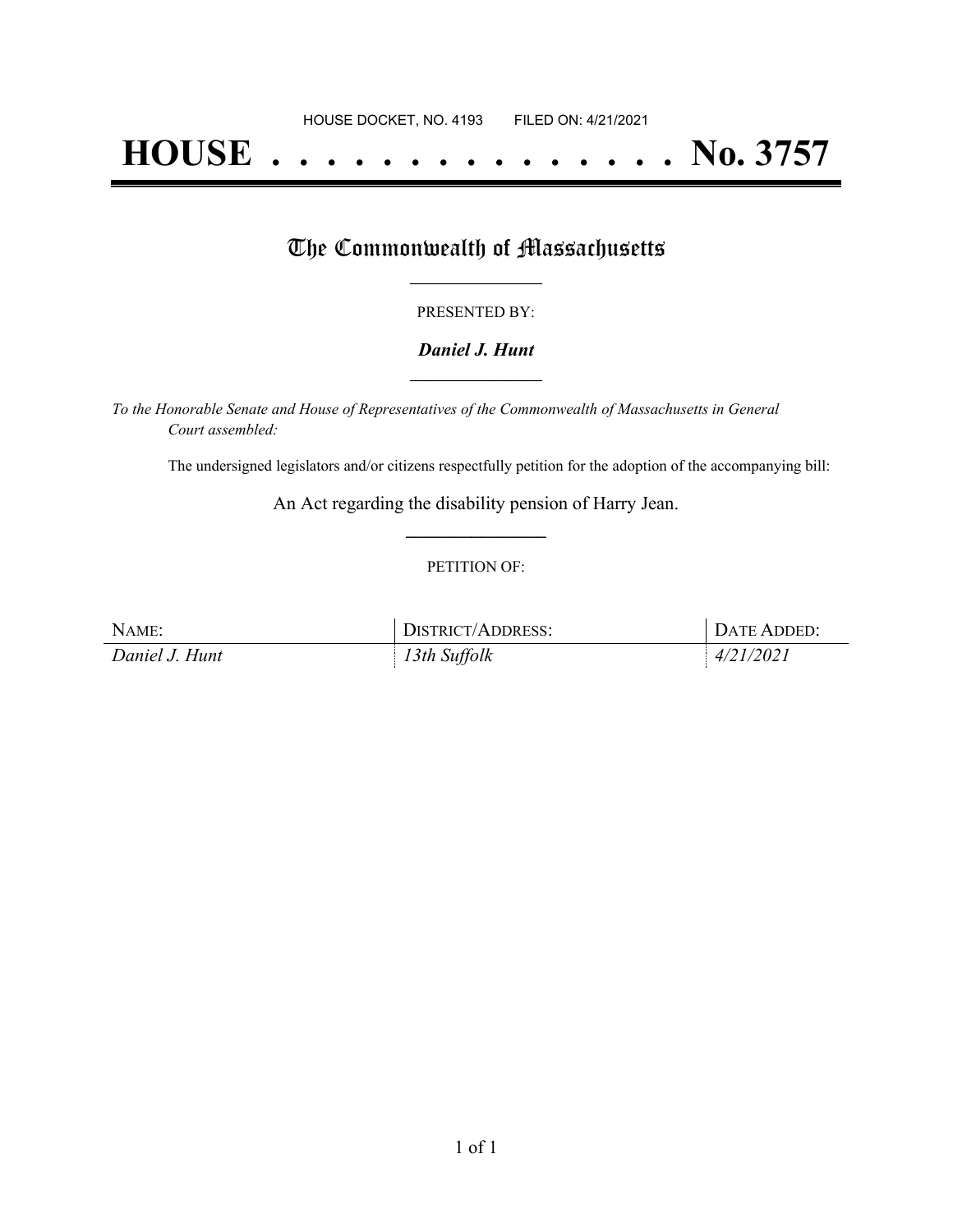HOUSE DOCKET, NO. 4193        FILED ON: 4/21/2021

# HOUSE . . . . . . . . . . . . . . . No. 3757

## The Commonwealth of Massachusetts

PRESENTED BY:

***Daniel J. Hunt***

*To the Honorable Senate and House of Representatives of the Commonwealth of Massachusetts in General Court assembled:*

The undersigned legislators and/or citizens respectfully petition for the adoption of the accompanying bill:

An Act regarding the disability pension of Harry Jean.

PETITION OF:

| NAME: | DISTRICT/ADDRESS: | DATE ADDED: |
| --- | --- | --- |
| *Daniel J. Hunt* | *13th Suffolk* | *4/21/2021* |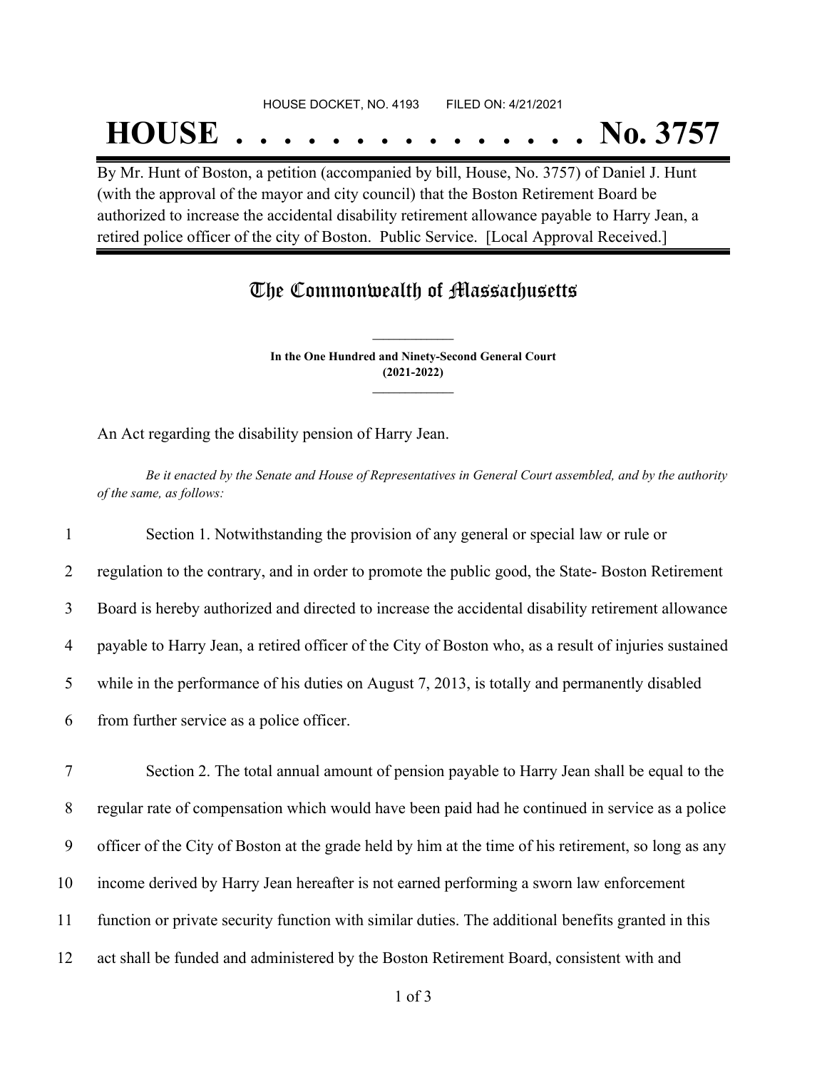HOUSE DOCKET, NO. 4193 FILED ON: 4/21/2021

# HOUSE . . . . . . . . . . . . . . . No. 3757

By Mr. Hunt of Boston, a petition (accompanied by bill, House, No. 3757) of Daniel J. Hunt (with the approval of the mayor and city council) that the Boston Retirement Board be authorized to increase the accidental disability retirement allowance payable to Harry Jean, a retired police officer of the city of Boston. Public Service. [Local Approval Received.]

## The Commonwealth of Massachusetts

**In the One Hundred and Ninety-Second General Court**
**(2021-2022)**

An Act regarding the disability pension of Harry Jean.

*Be it enacted by the Senate and House of Representatives in General Court assembled, and by the authority of the same, as follows:*

1 Section 1. Notwithstanding the provision of any general or special law or rule or
2 regulation to the contrary, and in order to promote the public good, the State- Boston Retirement
3 Board is hereby authorized and directed to increase the accidental disability retirement allowance
4 payable to Harry Jean, a retired officer of the City of Boston who, as a result of injuries sustained
5 while in the performance of his duties on August 7, 2013, is totally and permanently disabled
6 from further service as a police officer.

7 Section 2. The total annual amount of pension payable to Harry Jean shall be equal to the
8 regular rate of compensation which would have been paid had he continued in service as a police
9 officer of the City of Boston at the grade held by him at the time of his retirement, so long as any
10 income derived by Harry Jean hereafter is not earned performing a sworn law enforcement
11 function or private security function with similar duties. The additional benefits granted in this
12 act shall be funded and administered by the Boston Retirement Board, consistent with and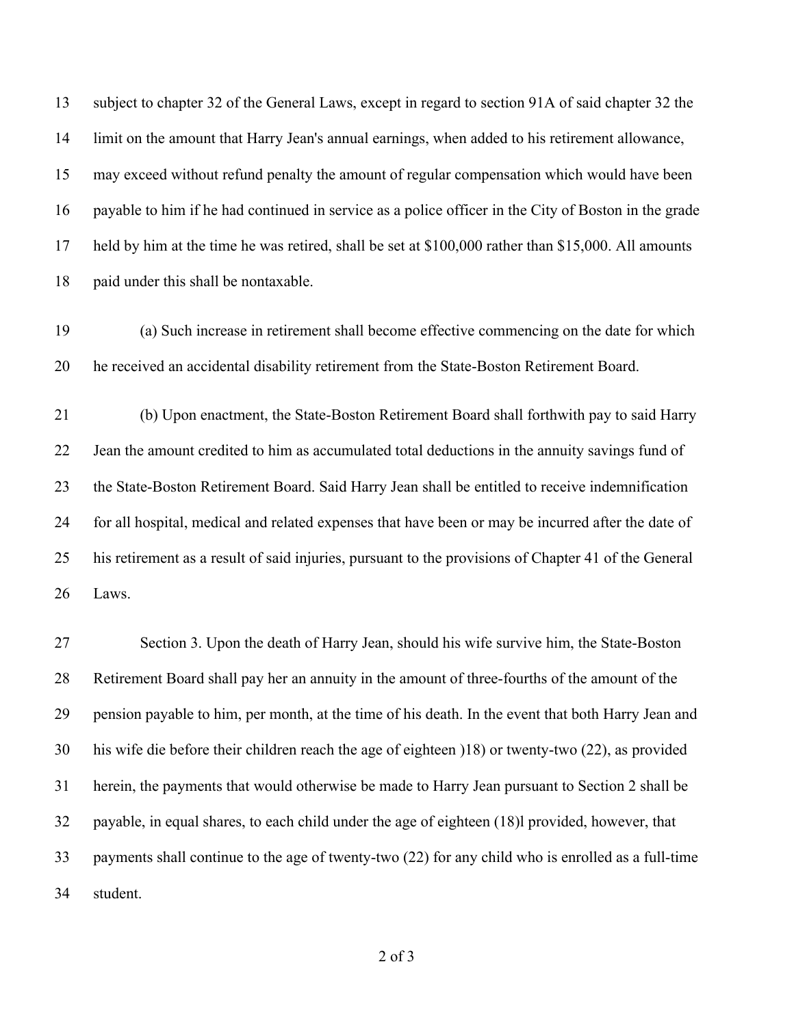subject to chapter 32 of the General Laws, except in regard to section 91A of said chapter 32 the limit on the amount that Harry Jean's annual earnings, when added to his retirement allowance, may exceed without refund penalty the amount of regular compensation which would have been payable to him if he had continued in service as a police officer in the City of Boston in the grade held by him at the time he was retired, shall be set at $100,000 rather than $15,000. All amounts paid under this shall be nontaxable.

(a) Such increase in retirement shall become effective commencing on the date for which he received an accidental disability retirement from the State-Boston Retirement Board.

(b) Upon enactment, the State-Boston Retirement Board shall forthwith pay to said Harry Jean the amount credited to him as accumulated total deductions in the annuity savings fund of the State-Boston Retirement Board. Said Harry Jean shall be entitled to receive indemnification for all hospital, medical and related expenses that have been or may be incurred after the date of his retirement as a result of said injuries, pursuant to the provisions of Chapter 41 of the General Laws.

Section 3. Upon the death of Harry Jean, should his wife survive him, the State-Boston Retirement Board shall pay her an annuity in the amount of three-fourths of the amount of the pension payable to him, per month, at the time of his death. In the event that both Harry Jean and his wife die before their children reach the age of eighteen )18) or twenty-two (22), as provided herein, the payments that would otherwise be made to Harry Jean pursuant to Section 2 shall be payable, in equal shares, to each child under the age of eighteen (18)l provided, however, that payments shall continue to the age of twenty-two (22) for any child who is enrolled as a full-time student.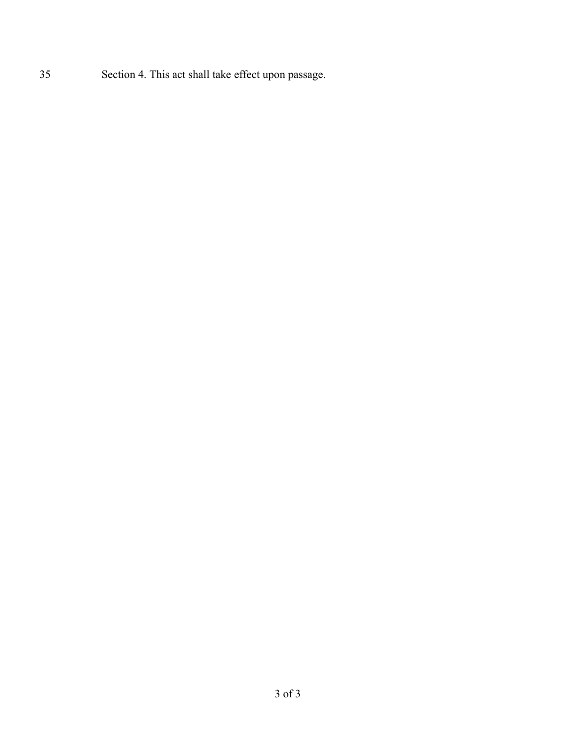35 Section 4. This act shall take effect upon passage.